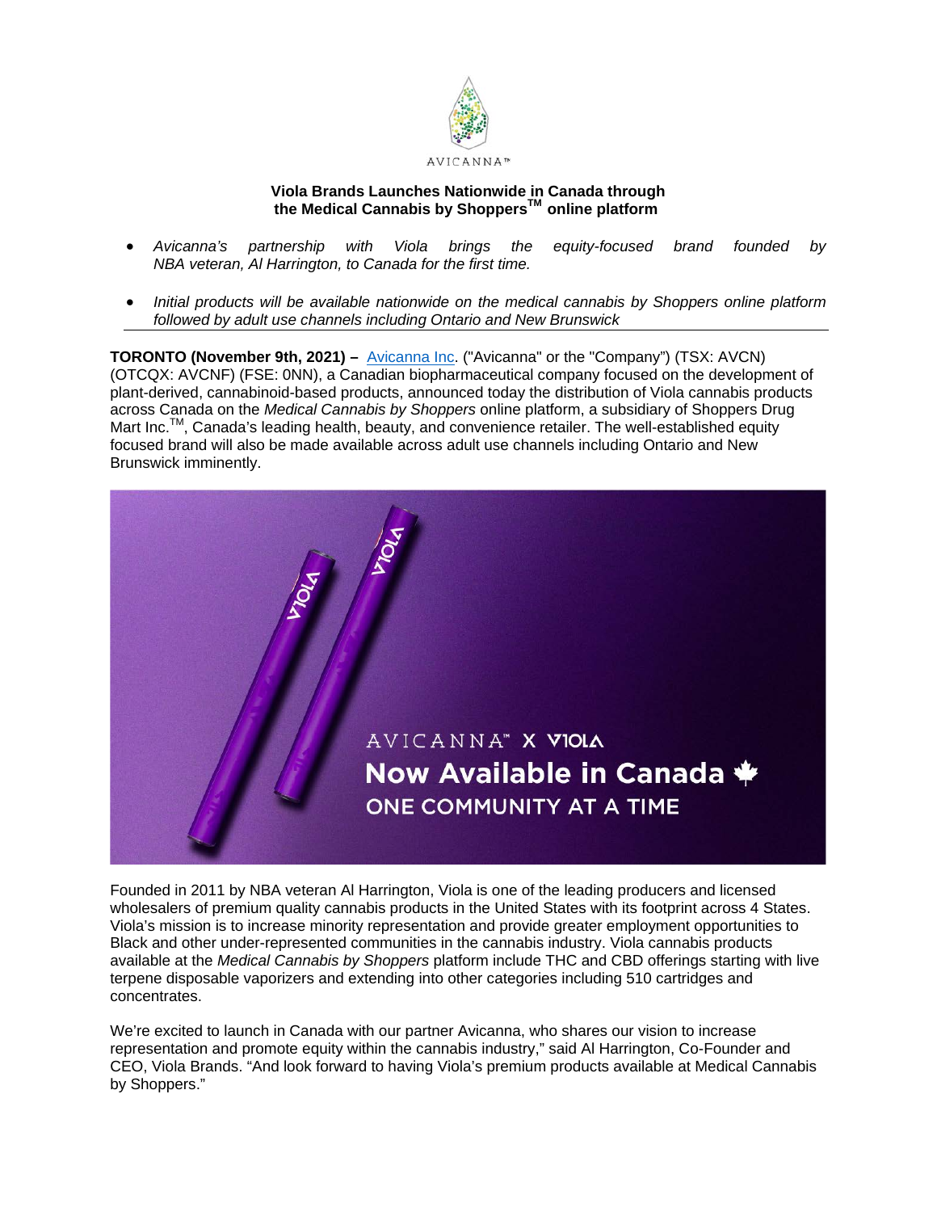AVICANNA™

### Viola Brands Launches Nationwide in Canada through the Medical Cannabis by Shoppers™ online platform

- *Avicanna's partnership with Viola brings the equity-focused brand founded by NBA veteran, Al Harrington, to Canada for the first time.*
- *Initial products will be available nationwide on the medical cannabis by Shoppers online platform followed by adult use channels including Ontario and New Brunswick*

**TORONTO (November 9th, 2021) –** Avicanna Inc. ("Avicanna" or the "Company") (TSX: AVCN) (OTCQX: AVCNF) (FSE: 0NN), a Canadian biopharmaceutical company focused on the development of plant-derived, cannabinoid-based products, announced today the distribution of Viola cannabis products across Canada on the *Medical Cannabis by Shoppers* online platform, a subsidiary of Shoppers Drug Mart Inc.™, Canada's leading health, beauty, and convenience retailer. The well-established equity focused brand will also be made available across adult use channels including Ontario and New Brunswick imminently.

Founded in 2011 by NBA veteran Al Harrington, Viola is one of the leading producers and licensed wholesalers of premium quality cannabis products in the United States with its footprint across 4 States. Viola's mission is to increase minority representation and provide greater employment opportunities to Black and other under-represented communities in the cannabis industry. Viola cannabis products available at the *Medical Cannabis by Shoppers* platform include THC and CBD offerings starting with live terpene disposable vaporizers and extending into other categories including 510 cartridges and concentrates.

We're excited to launch in Canada with our partner Avicanna, who shares our vision to increase representation and promote equity within the cannabis industry," said Al Harrington, Co-Founder and CEO, Viola Brands. "And look forward to having Viola's premium products available at Medical Cannabis by Shoppers."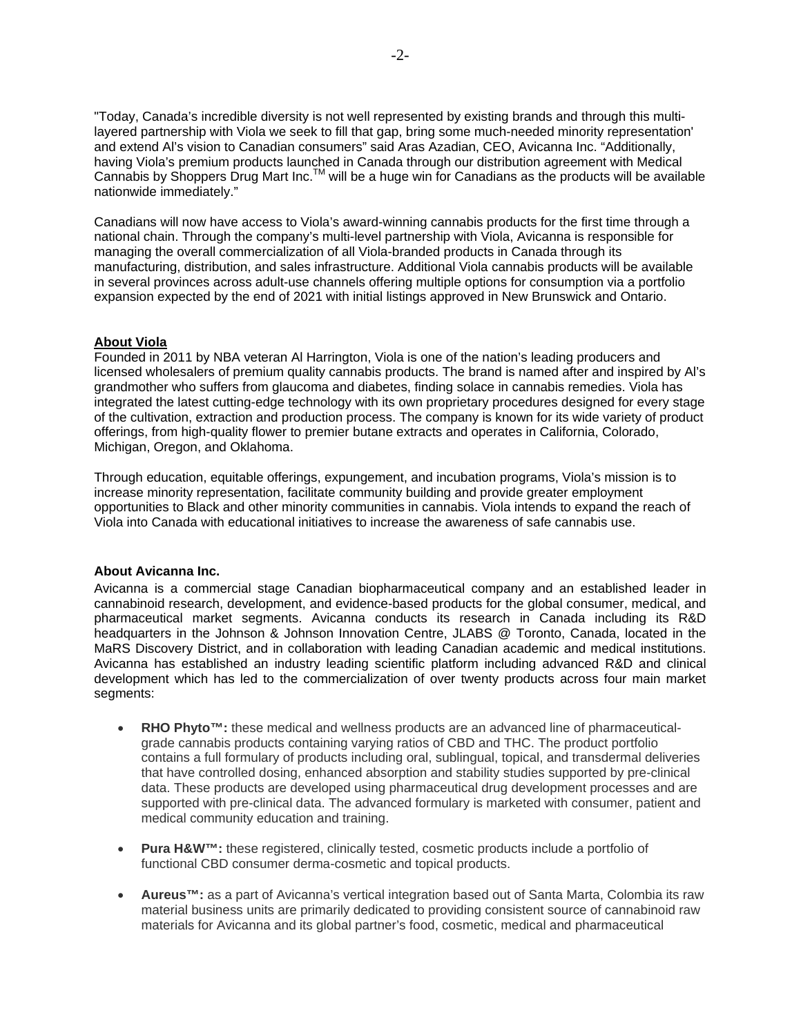"Today, Canada's incredible diversity is not well represented by existing brands and through this multi-layered partnership with Viola we seek to fill that gap, bring some much-needed minority representation' and extend Al's vision to Canadian consumers" said Aras Azadian, CEO, Avicanna Inc. "Additionally, having Viola's premium products launched in Canada through our distribution agreement with Medical Cannabis by Shoppers Drug Mart Inc.™ will be a huge win for Canadians as the products will be available nationwide immediately."

Canadians will now have access to Viola's award-winning cannabis products for the first time through a national chain. Through the company's multi-level partnership with Viola, Avicanna is responsible for managing the overall commercialization of all Viola-branded products in Canada through its manufacturing, distribution, and sales infrastructure. Additional Viola cannabis products will be available in several provinces across adult-use channels offering multiple options for consumption via a portfolio expansion expected by the end of 2021 with initial listings approved in New Brunswick and Ontario.

**About Viola**

Founded in 2011 by NBA veteran Al Harrington, Viola is one of the nation's leading producers and licensed wholesalers of premium quality cannabis products. The brand is named after and inspired by Al's grandmother who suffers from glaucoma and diabetes, finding solace in cannabis remedies. Viola has integrated the latest cutting-edge technology with its own proprietary procedures designed for every stage of the cultivation, extraction and production process. The company is known for its wide variety of product offerings, from high-quality flower to premier butane extracts and operates in California, Colorado, Michigan, Oregon, and Oklahoma.

Through education, equitable offerings, expungement, and incubation programs, Viola's mission is to increase minority representation, facilitate community building and provide greater employment opportunities to Black and other minority communities in cannabis. Viola intends to expand the reach of Viola into Canada with educational initiatives to increase the awareness of safe cannabis use.

**About Avicanna Inc.**

Avicanna is a commercial stage Canadian biopharmaceutical company and an established leader in cannabinoid research, development, and evidence-based products for the global consumer, medical, and pharmaceutical market segments. Avicanna conducts its research in Canada including its R&D headquarters in the Johnson & Johnson Innovation Centre, JLABS @ Toronto, Canada, located in the MaRS Discovery District, and in collaboration with leading Canadian academic and medical institutions. Avicanna has established an industry leading scientific platform including advanced R&D and clinical development which has led to the commercialization of over twenty products across four main market segments:

- **RHO Phyto™:** these medical and wellness products are an advanced line of pharmaceutical-grade cannabis products containing varying ratios of CBD and THC. The product portfolio contains a full formulary of products including oral, sublingual, topical, and transdermal deliveries that have controlled dosing, enhanced absorption and stability studies supported by pre-clinical data. These products are developed using pharmaceutical drug development processes and are supported with pre-clinical data. The advanced formulary is marketed with consumer, patient and medical community education and training.

- **Pura H&W™:** these registered, clinically tested, cosmetic products include a portfolio of functional CBD consumer derma-cosmetic and topical products.

- **Aureus™:** as a part of Avicanna's vertical integration based out of Santa Marta, Colombia its raw material business units are primarily dedicated to providing consistent source of cannabinoid raw materials for Avicanna and its global partner's food, cosmetic, medical and pharmaceutical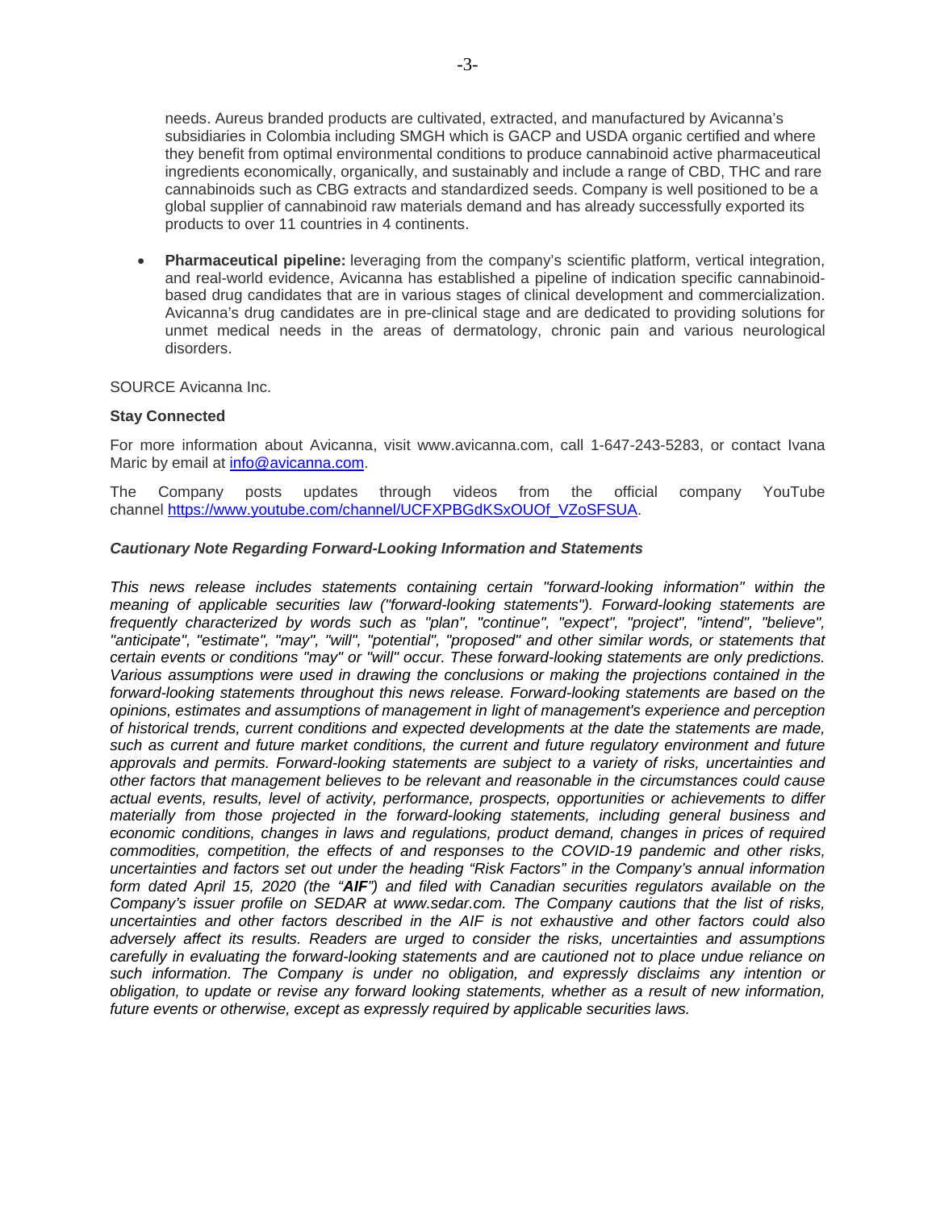needs. Aureus branded products are cultivated, extracted, and manufactured by Avicanna's subsidiaries in Colombia including SMGH which is GACP and USDA organic certified and where they benefit from optimal environmental conditions to produce cannabinoid active pharmaceutical ingredients economically, organically, and sustainably and include a range of CBD, THC and rare cannabinoids such as CBG extracts and standardized seeds. Company is well positioned to be a global supplier of cannabinoid raw materials demand and has already successfully exported its products to over 11 countries in 4 continents.

- **Pharmaceutical pipeline:** leveraging from the company's scientific platform, vertical integration, and real-world evidence, Avicanna has established a pipeline of indication specific cannabinoid-based drug candidates that are in various stages of clinical development and commercialization. Avicanna's drug candidates are in pre-clinical stage and are dedicated to providing solutions for unmet medical needs in the areas of dermatology, chronic pain and various neurological disorders.

SOURCE Avicanna Inc.

**Stay Connected**

For more information about Avicanna, visit www.avicanna.com, call 1-647-243-5283, or contact Ivana Maric by email at info@avicanna.com.

The Company posts updates through videos from the official company YouTube channel https://www.youtube.com/channel/UCFXPBGdKSxOUOf_VZoSFSUA.

***Cautionary Note Regarding Forward-Looking Information and Statements***

*This news release includes statements containing certain "forward-looking information" within the meaning of applicable securities law ("forward-looking statements"). Forward-looking statements are frequently characterized by words such as "plan", "continue", "expect", "project", "intend", "believe", "anticipate", "estimate", "may", "will", "potential", "proposed" and other similar words, or statements that certain events or conditions "may" or "will" occur. These forward-looking statements are only predictions. Various assumptions were used in drawing the conclusions or making the projections contained in the forward-looking statements throughout this news release. Forward-looking statements are based on the opinions, estimates and assumptions of management in light of management's experience and perception of historical trends, current conditions and expected developments at the date the statements are made, such as current and future market conditions, the current and future regulatory environment and future approvals and permits. Forward-looking statements are subject to a variety of risks, uncertainties and other factors that management believes to be relevant and reasonable in the circumstances could cause actual events, results, level of activity, performance, prospects, opportunities or achievements to differ materially from those projected in the forward-looking statements, including general business and economic conditions, changes in laws and regulations, product demand, changes in prices of required commodities, competition, the effects of and responses to the COVID-19 pandemic and other risks, uncertainties and factors set out under the heading "Risk Factors" in the Company's annual information form dated April 15, 2020 (the "**AIF**") and filed with Canadian securities regulators available on the Company's issuer profile on SEDAR at www.sedar.com. The Company cautions that the list of risks, uncertainties and other factors described in the AIF is not exhaustive and other factors could also adversely affect its results. Readers are urged to consider the risks, uncertainties and assumptions carefully in evaluating the forward-looking statements and are cautioned not to place undue reliance on such information. The Company is under no obligation, and expressly disclaims any intention or obligation, to update or revise any forward looking statements, whether as a result of new information, future events or otherwise, except as expressly required by applicable securities laws.*